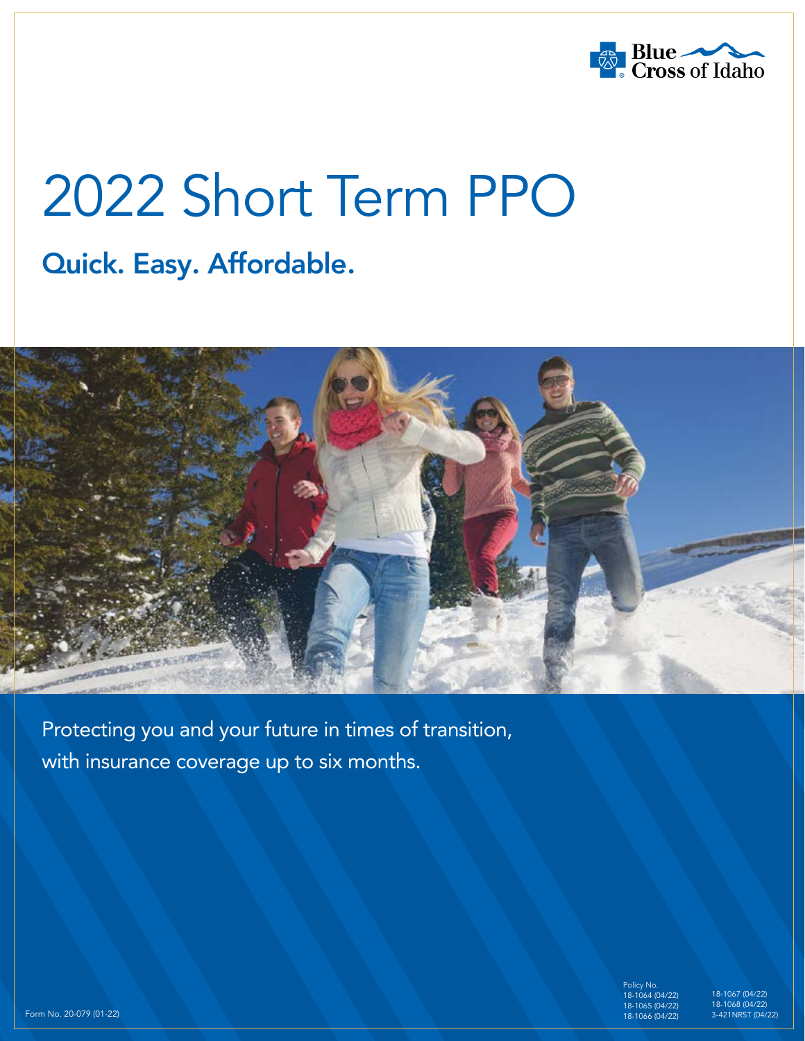Blue Cross of Idaho

# 2022 Short Term PPO

## Quick. Easy. Affordable.

Protecting you and your future in times of transition, with insurance coverage up to six months.

Form No. 20-079 (01-22)

Policy No.
18-1064 (04/22)
18-1065 (04/22)
18-1066 (04/22)
18-1067 (04/22)
18-1068 (04/22)
3-421NRST (04/22)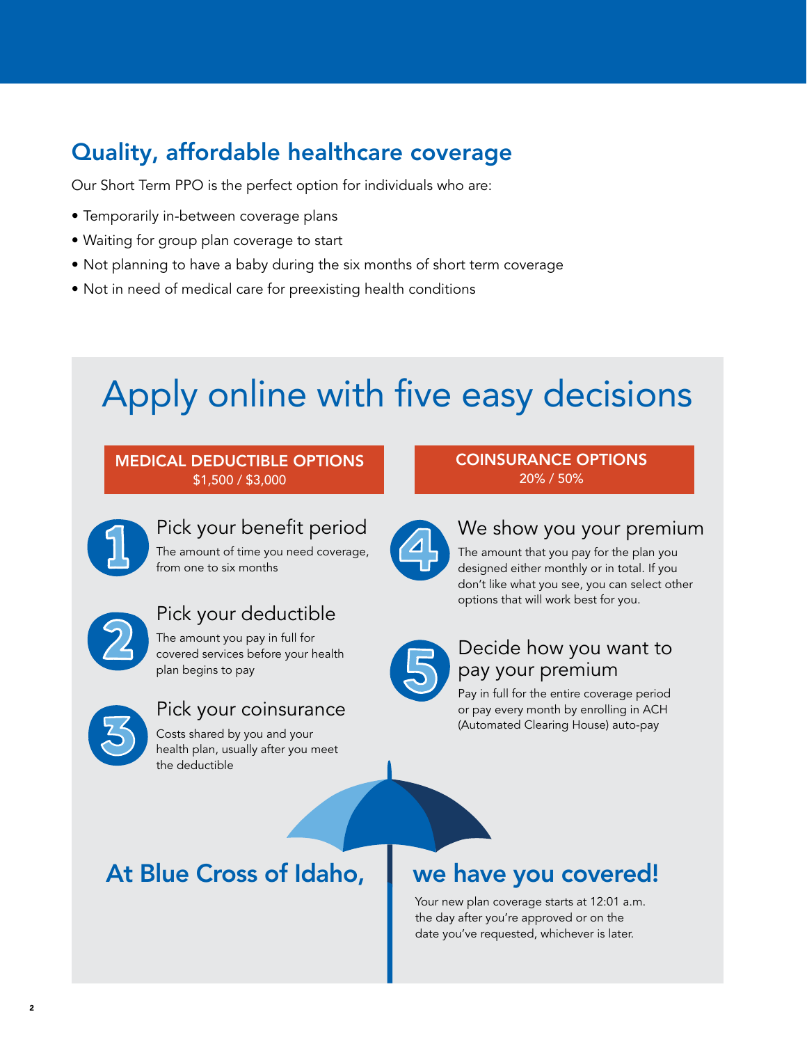## Quality, affordable healthcare coverage

Our Short Term PPO is the perfect option for individuals who are:

- Temporarily in-between coverage plans
- Waiting for group plan coverage to start
- Not planning to have a baby during the six months of short term coverage
- Not in need of medical care for preexisting health conditions

# Apply online with five easy decisions

**MEDICAL DEDUCTIBLE OPTIONS**
$1,500 / $3,000

**COINSURANCE OPTIONS**
20% / 50%

### 1 Pick your benefit period

The amount of time you need coverage, from one to six months

### 2 Pick your deductible

The amount you pay in full for covered services before your health plan begins to pay

### 3 Pick your coinsurance

Costs shared by you and your health plan, usually after you meet the deductible

### 4 We show you your premium

The amount that you pay for the plan you designed either monthly or in total. If you don't like what you see, you can select other options that will work best for you.

### 5 Decide how you want to pay your premium

Pay in full for the entire coverage period or pay every month by enrolling in ACH (Automated Clearing House) auto-pay

## At Blue Cross of Idaho, we have you covered!

Your new plan coverage starts at 12:01 a.m. the day after you're approved or on the date you've requested, whichever is later.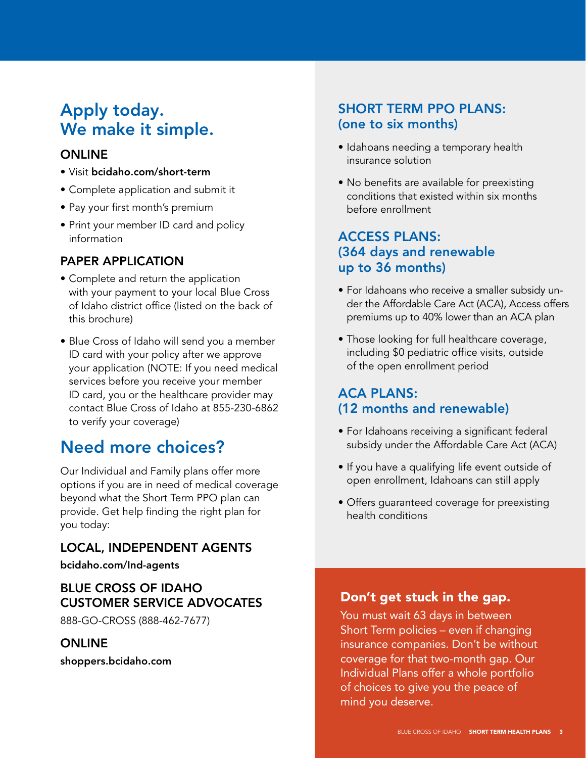## Apply today. We make it simple.

### ONLINE

- Visit **bcidaho.com/short-term**
- Complete application and submit it
- Pay your first month's premium
- Print your member ID card and policy information

### PAPER APPLICATION

- Complete and return the application with your payment to your local Blue Cross of Idaho district office (listed on the back of this brochure)
- Blue Cross of Idaho will send you a member ID card with your policy after we approve your application (NOTE: If you need medical services before you receive your member ID card, you or the healthcare provider may contact Blue Cross of Idaho at 855-230-6862 to verify your coverage)

## Need more choices?

Our Individual and Family plans offer more options if you are in need of medical coverage beyond what the Short Term PPO plan can provide. Get help finding the right plan for you today:

### LOCAL, INDEPENDENT AGENTS

**bcidaho.com/Ind-agents**

### BLUE CROSS OF IDAHO CUSTOMER SERVICE ADVOCATES

888-GO-CROSS (888-462-7677)

### ONLINE

**shoppers.bcidaho.com**

### SHORT TERM PPO PLANS: (one to six months)

- Idahoans needing a temporary health insurance solution
- No benefits are available for preexisting conditions that existed within six months before enrollment

### ACCESS PLANS: (364 days and renewable up to 36 months)

- For Idahoans who receive a smaller subsidy under the Affordable Care Act (ACA), Access offers premiums up to 40% lower than an ACA plan
- Those looking for full healthcare coverage, including $0 pediatric office visits, outside of the open enrollment period

### ACA PLANS: (12 months and renewable)

- For Idahoans receiving a significant federal subsidy under the Affordable Care Act (ACA)
- If you have a qualifying life event outside of open enrollment, Idahoans can still apply
- Offers guaranteed coverage for preexisting health conditions

### Don't get stuck in the gap.

You must wait 63 days in between Short Term policies – even if changing insurance companies. Don't be without coverage for that two-month gap. Our Individual Plans offer a whole portfolio of choices to give you the peace of mind you deserve.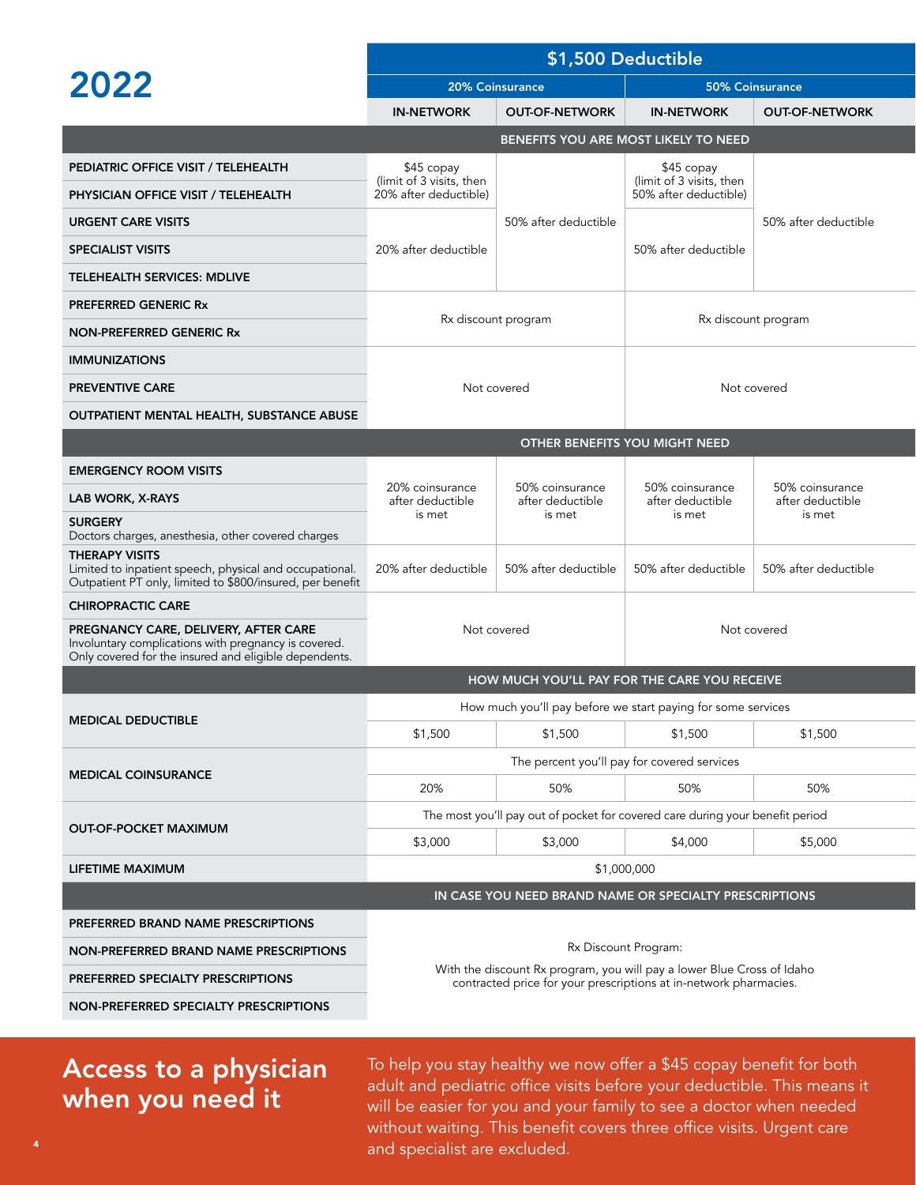# 2022

| | $1,500 Deductible | | | |
|---|---|---|---|---|
| | 20% Coinsurance | | 50% Coinsurance | |
| | IN-NETWORK | OUT-OF-NETWORK | IN-NETWORK | OUT-OF-NETWORK |
| **BENEFITS YOU ARE MOST LIKELY TO NEED** | | | | |
| **PEDIATRIC OFFICE VISIT / TELEHEALTH** | $45 copay (limit of 3 visits, then 20% after deductible) | 50% after deductible | $45 copay (limit of 3 visits, then 50% after deductible) | 50% after deductible |
| **PHYSICIAN OFFICE VISIT / TELEHEALTH** | $45 copay (limit of 3 visits, then 20% after deductible) | 50% after deductible | $45 copay (limit of 3 visits, then 50% after deductible) | 50% after deductible |
| **URGENT CARE VISITS** | 20% after deductible | 50% after deductible | 50% after deductible | 50% after deductible |
| **SPECIALIST VISITS** | 20% after deductible | 50% after deductible | 50% after deductible | 50% after deductible |
| **TELEHEALTH SERVICES: MDLIVE** | 20% after deductible | 50% after deductible | 50% after deductible | 50% after deductible |
| **PREFERRED GENERIC Rx** | Rx discount program | | Rx discount program | |
| **NON-PREFERRED GENERIC Rx** | Rx discount program | | Rx discount program | |
| **IMMUNIZATIONS** | Not covered | | Not covered | |
| **PREVENTIVE CARE** | Not covered | | Not covered | |
| **OUTPATIENT MENTAL HEALTH, SUBSTANCE ABUSE** | Not covered | | Not covered | |
| **OTHER BENEFITS YOU MIGHT NEED** | | | | |
| **EMERGENCY ROOM VISITS** | 20% coinsurance after deductible is met | 50% coinsurance after deductible is met | 50% coinsurance after deductible is met | 50% coinsurance after deductible is met |
| **LAB WORK, X-RAYS** | 20% coinsurance after deductible is met | 50% coinsurance after deductible is met | 50% coinsurance after deductible is met | 50% coinsurance after deductible is met |
| **SURGERY** Doctors charges, anesthesia, other covered charges | 20% coinsurance after deductible is met | 50% coinsurance after deductible is met | 50% coinsurance after deductible is met | 50% coinsurance after deductible is met |
| **THERAPY VISITS** Limited to inpatient speech, physical and occupational. Outpatient PT only, limited to $800/insured, per benefit | 20% after deductible | 50% after deductible | 50% after deductible | 50% after deductible |
| **CHIROPRACTIC CARE** | Not covered | | Not covered | |
| **PREGNANCY CARE, DELIVERY, AFTER CARE** Involuntary complications with pregnancy is covered. Only covered for the insured and eligible dependents. | Not covered | | Not covered | |
| **HOW MUCH YOU'LL PAY FOR THE CARE YOU RECEIVE** | | | | |
| **MEDICAL DEDUCTIBLE** | How much you'll pay before we start paying for some services | | | |
| | $1,500 | $1,500 | $1,500 | $1,500 |
| **MEDICAL COINSURANCE** | The percent you'll pay for covered services | | | |
| | 20% | 50% | 50% | 50% |
| **OUT-OF-POCKET MAXIMUM** | The most you'll pay out of pocket for covered care during your benefit period | | | |
| | $3,000 | $3,000 | $4,000 | $5,000 |
| **LIFETIME MAXIMUM** | $1,000,000 | | | |
| **IN CASE YOU NEED BRAND NAME OR SPECIALTY PRESCRIPTIONS** | | | | |
| **PREFERRED BRAND NAME PRESCRIPTIONS** | Rx Discount Program: With the discount Rx program, you will pay a lower Blue Cross of Idaho contracted price for your prescriptions at in-network pharmacies. | | | |
| **NON-PREFERRED BRAND NAME PRESCRIPTIONS** | Rx Discount Program: With the discount Rx program, you will pay a lower Blue Cross of Idaho contracted price for your prescriptions at in-network pharmacies. | | | |
| **PREFERRED SPECIALTY PRESCRIPTIONS** | Rx Discount Program: With the discount Rx program, you will pay a lower Blue Cross of Idaho contracted price for your prescriptions at in-network pharmacies. | | | |
| **NON-PREFERRED SPECIALTY PRESCRIPTIONS** | Rx Discount Program: With the discount Rx program, you will pay a lower Blue Cross of Idaho contracted price for your prescriptions at in-network pharmacies. | | | |

## Access to a physician when you need it

To help you stay healthy we now offer a $45 copay benefit for both adult and pediatric office visits before your deductible. This means it will be easier for you and your family to see a doctor when needed without waiting. This benefit covers three office visits. Urgent care and specialist are excluded.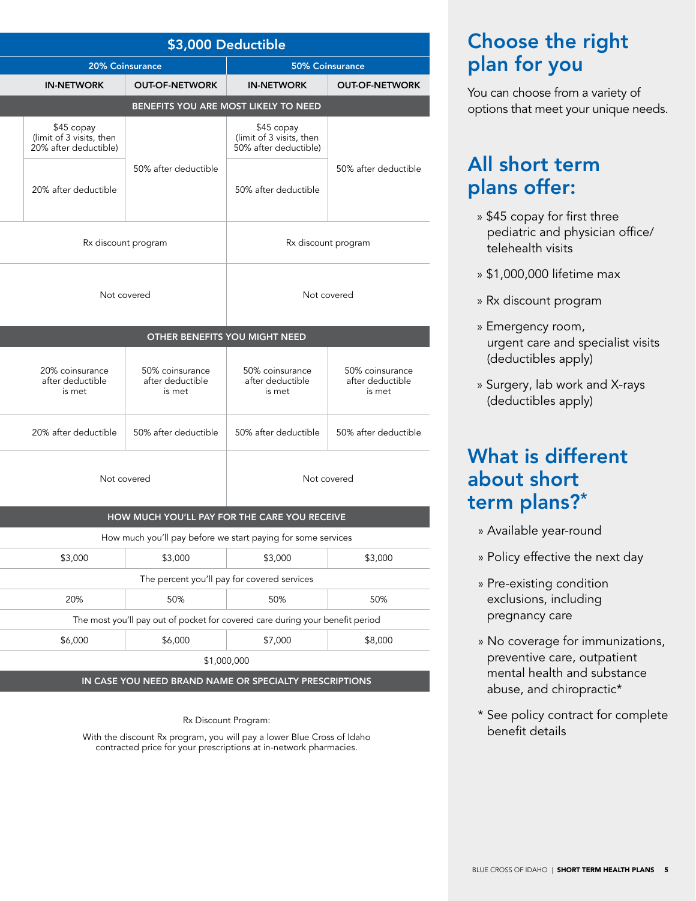| $3,000 Deductible | | | |
|---|---|---|---|
| 20% Coinsurance | | 50% Coinsurance | |
| IN-NETWORK | OUT-OF-NETWORK | IN-NETWORK | OUT-OF-NETWORK |
| **BENEFITS YOU ARE MOST LIKELY TO NEED** | | | |
| $45 copay (limit of 3 visits, then 20% after deductible) | 50% after deductible | $45 copay (limit of 3 visits, then 50% after deductible) | 50% after deductible |
| 20% after deductible | | 50% after deductible | |
| Rx discount program | | Rx discount program | |
| Not covered | | Not covered | |
| **OTHER BENEFITS YOU MIGHT NEED** | | | |
| 20% coinsurance after deductible is met | 50% coinsurance after deductible is met | 50% coinsurance after deductible is met | 50% coinsurance after deductible is met |
| 20% after deductible | 50% after deductible | 50% after deductible | 50% after deductible |
| Not covered | | Not covered | |
| **HOW MUCH YOU'LL PAY FOR THE CARE YOU RECEIVE** | | | |
| How much you'll pay before we start paying for some services | | | |
| $3,000 | $3,000 | $3,000 | $3,000 |
| The percent you'll pay for covered services | | | |
| 20% | 50% | 50% | 50% |
| The most you'll pay out of pocket for covered care during your benefit period | | | |
| $6,000 | $6,000 | $7,000 | $8,000 |
| $1,000,000 | | | |
| **IN CASE YOU NEED BRAND NAME OR SPECIALTY PRESCRIPTIONS** | | | |

Rx Discount Program:

With the discount Rx program, you will pay a lower Blue Cross of Idaho contracted price for your prescriptions at in-network pharmacies.

## Choose the right plan for you

You can choose from a variety of options that meet your unique needs.

## All short term plans offer:

- $45 copay for first three pediatric and physician office/ telehealth visits
- $1,000,000 lifetime max
- Rx discount program
- Emergency room, urgent care and specialist visits (deductibles apply)
- Surgery, lab work and X-rays (deductibles apply)

## What is different about short term plans?*

- Available year-round
- Policy effective the next day
- Pre-existing condition exclusions, including pregnancy care
- No coverage for immunizations, preventive care, outpatient mental health and substance abuse, and chiropractic*

\* See policy contract for complete benefit details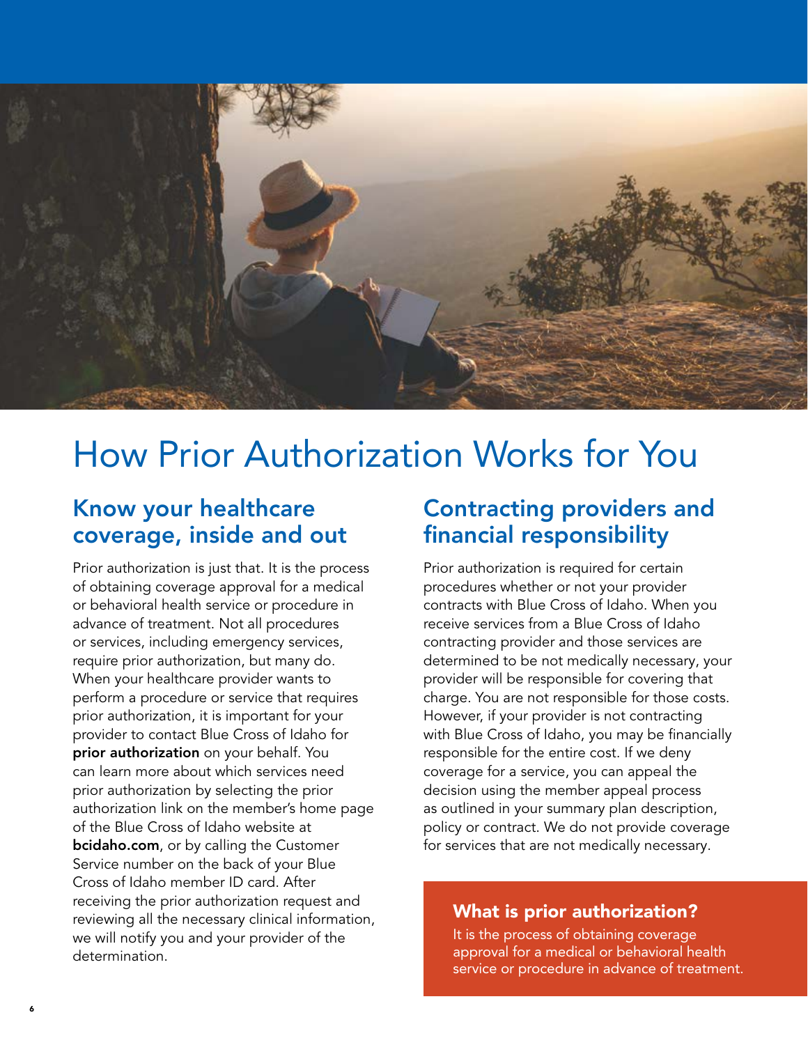# How Prior Authorization Works for You

## Know your healthcare coverage, inside and out

Prior authorization is just that. It is the process of obtaining coverage approval for a medical or behavioral health service or procedure in advance of treatment. Not all procedures or services, including emergency services, require prior authorization, but many do. When your healthcare provider wants to perform a procedure or service that requires prior authorization, it is important for your provider to contact Blue Cross of Idaho for **prior authorization** on your behalf. You can learn more about which services need prior authorization by selecting the prior authorization link on the member's home page of the Blue Cross of Idaho website at **bcidaho.com**, or by calling the Customer Service number on the back of your Blue Cross of Idaho member ID card. After receiving the prior authorization request and reviewing all the necessary clinical information, we will notify you and your provider of the determination.

## Contracting providers and financial responsibility

Prior authorization is required for certain procedures whether or not your provider contracts with Blue Cross of Idaho. When you receive services from a Blue Cross of Idaho contracting provider and those services are determined to be not medically necessary, your provider will be responsible for covering that charge. You are not responsible for those costs. However, if your provider is not contracting with Blue Cross of Idaho, you may be financially responsible for the entire cost. If we deny coverage for a service, you can appeal the decision using the member appeal process as outlined in your summary plan description, policy or contract. We do not provide coverage for services that are not medically necessary.

### What is prior authorization?

It is the process of obtaining coverage approval for a medical or behavioral health service or procedure in advance of treatment.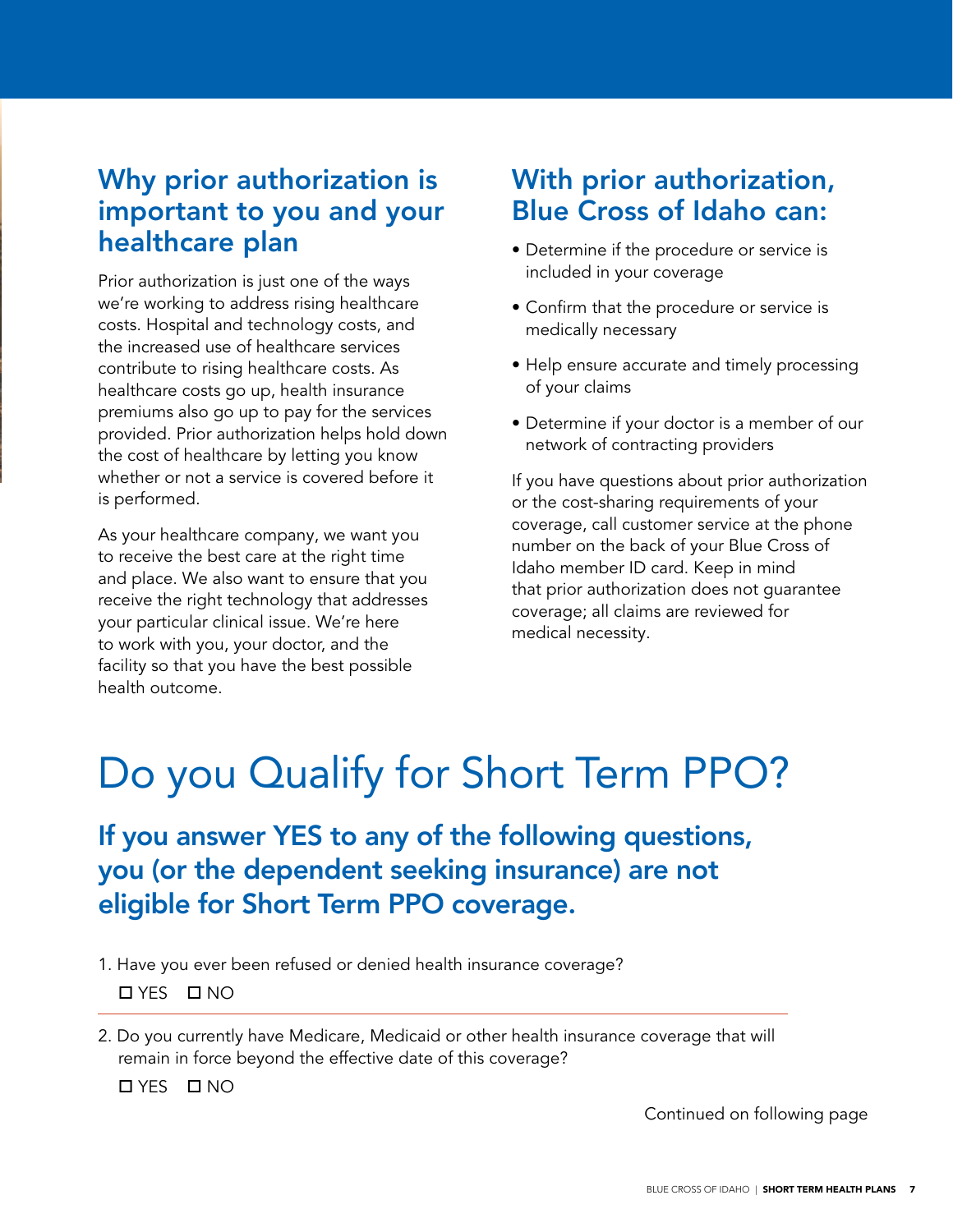## Why prior authorization is important to you and your healthcare plan

Prior authorization is just one of the ways we're working to address rising healthcare costs. Hospital and technology costs, and the increased use of healthcare services contribute to rising healthcare costs. As healthcare costs go up, health insurance premiums also go up to pay for the services provided. Prior authorization helps hold down the cost of healthcare by letting you know whether or not a service is covered before it is performed.

As your healthcare company, we want you to receive the best care at the right time and place. We also want to ensure that you receive the right technology that addresses your particular clinical issue. We're here to work with you, your doctor, and the facility so that you have the best possible health outcome.

## With prior authorization, Blue Cross of Idaho can:

- Determine if the procedure or service is included in your coverage
- Confirm that the procedure or service is medically necessary
- Help ensure accurate and timely processing of your claims
- Determine if your doctor is a member of our network of contracting providers

If you have questions about prior authorization or the cost-sharing requirements of your coverage, call customer service at the phone number on the back of your Blue Cross of Idaho member ID card. Keep in mind that prior authorization does not guarantee coverage; all claims are reviewed for medical necessity.

# Do you Qualify for Short Term PPO?

## If you answer YES to any of the following questions, you (or the dependent seeking insurance) are not eligible for Short Term PPO coverage.

1. Have you ever been refused or denied health insurance coverage?

   ☐ YES ☐ NO

2. Do you currently have Medicare, Medicaid or other health insurance coverage that will remain in force beyond the effective date of this coverage?

   ☐ YES ☐ NO

Continued on following page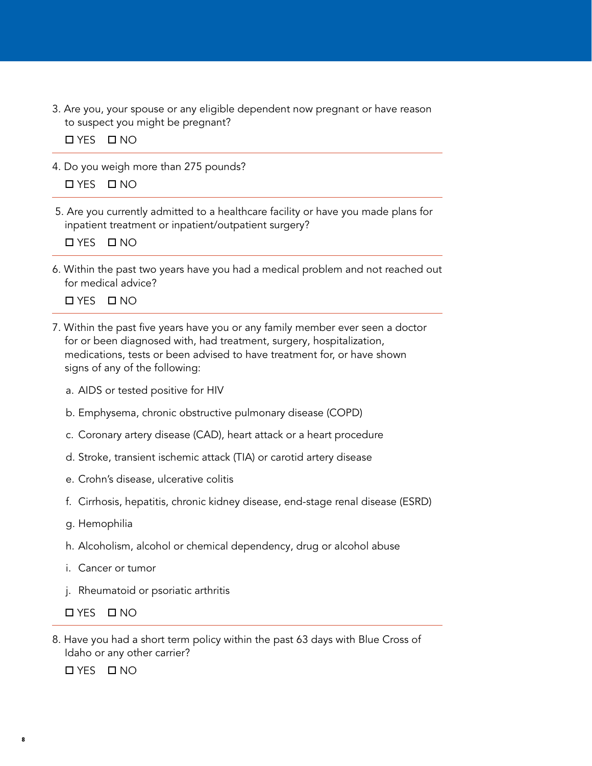3. Are you, your spouse or any eligible dependent now pregnant or have reason to suspect you might be pregnant?

   ☐ YES ☐ NO

4. Do you weigh more than 275 pounds?

   ☐ YES ☐ NO

5. Are you currently admitted to a healthcare facility or have you made plans for inpatient treatment or inpatient/outpatient surgery?

   ☐ YES ☐ NO

6. Within the past two years have you had a medical problem and not reached out for medical advice?

   ☐ YES ☐ NO

7. Within the past five years have you or any family member ever seen a doctor for or been diagnosed with, had treatment, surgery, hospitalization, medications, tests or been advised to have treatment for, or have shown signs of any of the following:

   a. AIDS or tested positive for HIV

   b. Emphysema, chronic obstructive pulmonary disease (COPD)

   c. Coronary artery disease (CAD), heart attack or a heart procedure

   d. Stroke, transient ischemic attack (TIA) or carotid artery disease

   e. Crohn's disease, ulcerative colitis

   f. Cirrhosis, hepatitis, chronic kidney disease, end-stage renal disease (ESRD)

   g. Hemophilia

   h. Alcoholism, alcohol or chemical dependency, drug or alcohol abuse

   i. Cancer or tumor

   j. Rheumatoid or psoriatic arthritis

   ☐ YES ☐ NO

8. Have you had a short term policy within the past 63 days with Blue Cross of Idaho or any other carrier?

   ☐ YES ☐ NO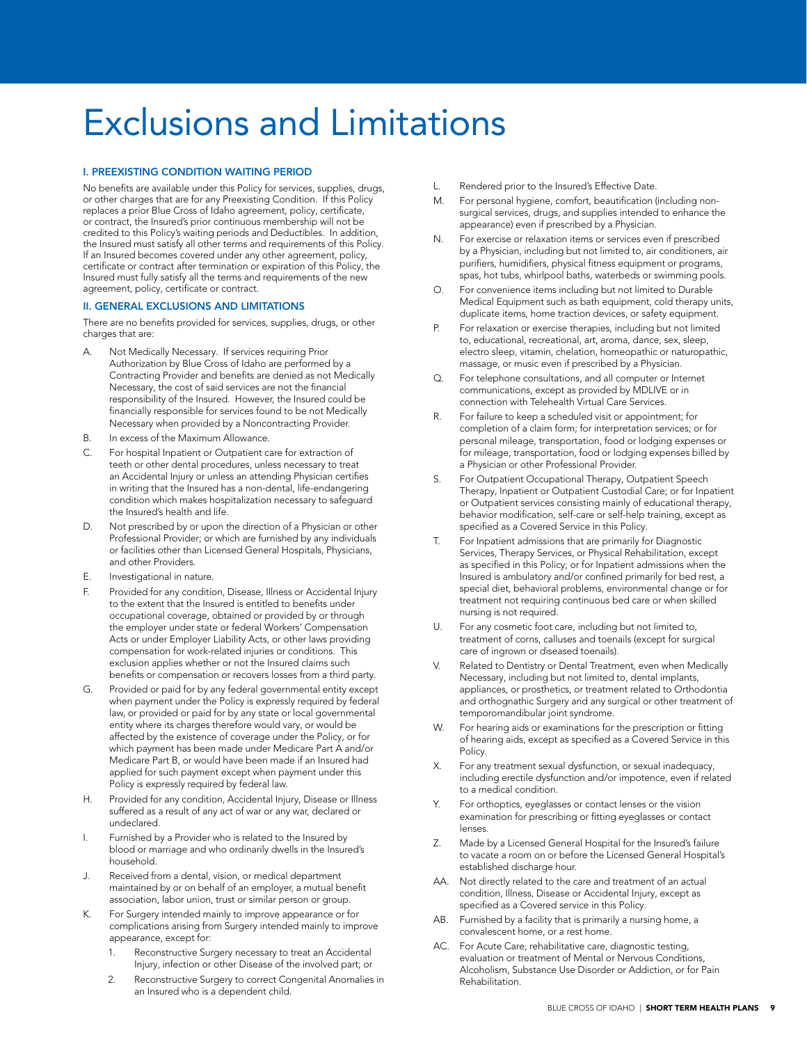# Exclusions and Limitations

### I. PREEXISTING CONDITION WAITING PERIOD

No benefits are available under this Policy for services, supplies, drugs, or other charges that are for any Preexisting Condition. If this Policy replaces a prior Blue Cross of Idaho agreement, policy, certificate, or contract, the Insured's prior continuous membership will not be credited to this Policy's waiting periods and Deductibles. In addition, the Insured must satisfy all other terms and requirements of this Policy. If an Insured becomes covered under any other agreement, policy, certificate or contract after termination or expiration of this Policy, the Insured must fully satisfy all the terms and requirements of the new agreement, policy, certificate or contract.

### II. GENERAL EXCLUSIONS AND LIMITATIONS

There are no benefits provided for services, supplies, drugs, or other charges that are:

A. Not Medically Necessary. If services requiring Prior Authorization by Blue Cross of Idaho are performed by a Contracting Provider and benefits are denied as not Medically Necessary, the cost of said services are not the financial responsibility of the Insured. However, the Insured could be financially responsible for services found to be not Medically Necessary when provided by a Noncontracting Provider.

B. In excess of the Maximum Allowance.

C. For hospital Inpatient or Outpatient care for extraction of teeth or other dental procedures, unless necessary to treat an Accidental Injury or unless an attending Physician certifies in writing that the Insured has a non-dental, life-endangering condition which makes hospitalization necessary to safeguard the Insured's health and life.

D. Not prescribed by or upon the direction of a Physician or other Professional Provider; or which are furnished by any individuals or facilities other than Licensed General Hospitals, Physicians, and other Providers.

E. Investigational in nature.

F. Provided for any condition, Disease, Illness or Accidental Injury to the extent that the Insured is entitled to benefits under occupational coverage, obtained or provided by or through the employer under state or federal Workers' Compensation Acts or under Employer Liability Acts, or other laws providing compensation for work-related injuries or conditions. This exclusion applies whether or not the Insured claims such benefits or compensation or recovers losses from a third party.

G. Provided or paid for by any federal governmental entity except when payment under the Policy is expressly required by federal law, or provided or paid for by any state or local governmental entity where its charges therefore would vary, or would be affected by the existence of coverage under the Policy, or for which payment has been made under Medicare Part A and/or Medicare Part B, or would have been made if an Insured had applied for such payment except when payment under this Policy is expressly required by federal law.

H. Provided for any condition, Accidental Injury, Disease or Illness suffered as a result of any act of war or any war, declared or undeclared.

I. Furnished by a Provider who is related to the Insured by blood or marriage and who ordinarily dwells in the Insured's household.

J. Received from a dental, vision, or medical department maintained by or on behalf of an employer, a mutual benefit association, labor union, trust or similar person or group.

K. For Surgery intended mainly to improve appearance or for complications arising from Surgery intended mainly to improve appearance, except for:

   1. Reconstructive Surgery necessary to treat an Accidental Injury, infection or other Disease of the involved part; or
   2. Reconstructive Surgery to correct Congenital Anomalies in an Insured who is a dependent child.

L. Rendered prior to the Insured's Effective Date.

M. For personal hygiene, comfort, beautification (including non-surgical services, drugs, and supplies intended to enhance the appearance) even if prescribed by a Physician.

N. For exercise or relaxation items or services even if prescribed by a Physician, including but not limited to, air conditioners, air purifiers, humidifiers, physical fitness equipment or programs, spas, hot tubs, whirlpool baths, waterbeds or swimming pools.

O. For convenience items including but not limited to Durable Medical Equipment such as bath equipment, cold therapy units, duplicate items, home traction devices, or safety equipment.

P. For relaxation or exercise therapies, including but not limited to, educational, recreational, art, aroma, dance, sex, sleep, electro sleep, vitamin, chelation, homeopathic or naturopathic, massage, or music even if prescribed by a Physician.

Q. For telephone consultations, and all computer or Internet communications, except as provided by MDLIVE or in connection with Telehealth Virtual Care Services.

R. For failure to keep a scheduled visit or appointment; for completion of a claim form; for interpretation services; or for personal mileage, transportation, food or lodging expenses or for mileage, transportation, food or lodging expenses billed by a Physician or other Professional Provider.

S. For Outpatient Occupational Therapy, Outpatient Speech Therapy, Inpatient or Outpatient Custodial Care; or for Inpatient or Outpatient services consisting mainly of educational therapy, behavior modification, self-care or self-help training, except as specified as a Covered Service in this Policy.

T. For Inpatient admissions that are primarily for Diagnostic Services, Therapy Services, or Physical Rehabilitation, except as specified in this Policy; or for Inpatient admissions when the Insured is ambulatory and/or confined primarily for bed rest, a special diet, behavioral problems, environmental change or for treatment not requiring continuous bed care or when skilled nursing is not required.

U. For any cosmetic foot care, including but not limited to, treatment of corns, calluses and toenails (except for surgical care of ingrown or diseased toenails).

V. Related to Dentistry or Dental Treatment, even when Medically Necessary, including but not limited to, dental implants, appliances, or prosthetics, or treatment related to Orthodontia and orthognathic Surgery and any surgical or other treatment of temporomandibular joint syndrome.

W. For hearing aids or examinations for the prescription or fitting of hearing aids, except as specified as a Covered Service in this Policy.

X. For any treatment sexual dysfunction, or sexual inadequacy, including erectile dysfunction and/or impotence, even if related to a medical condition.

Y. For orthoptics, eyeglasses or contact lenses or the vision examination for prescribing or fitting eyeglasses or contact lenses.

Z. Made by a Licensed General Hospital for the Insured's failure to vacate a room on or before the Licensed General Hospital's established discharge hour.

AA. Not directly related to the care and treatment of an actual condition, Illness, Disease or Accidental Injury, except as specified as a Covered service in this Policy.

AB. Furnished by a facility that is primarily a nursing home, a convalescent home, or a rest home.

AC. For Acute Care, rehabilitative care, diagnostic testing, evaluation or treatment of Mental or Nervous Conditions, Alcoholism, Substance Use Disorder or Addiction, or for Pain Rehabilitation.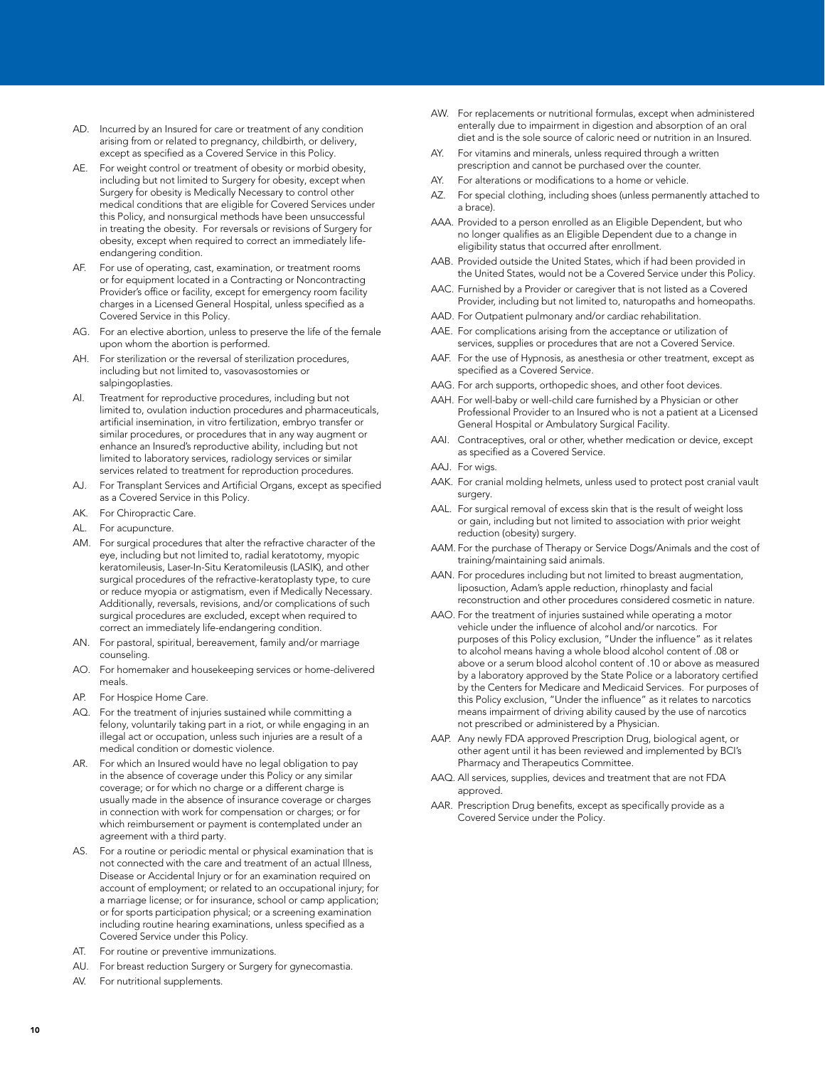AD. Incurred by an Insured for care or treatment of any condition arising from or related to pregnancy, childbirth, or delivery, except as specified as a Covered Service in this Policy.

AE. For weight control or treatment of obesity or morbid obesity, including but not limited to Surgery for obesity, except when Surgery for obesity is Medically Necessary to control other medical conditions that are eligible for Covered Services under this Policy, and nonsurgical methods have been unsuccessful in treating the obesity. For reversals or revisions of Surgery for obesity, except when required to correct an immediately life-endangering condition.

AF. For use of operating, cast, examination, or treatment rooms or for equipment located in a Contracting or Noncontracting Provider's office or facility, except for emergency room facility charges in a Licensed General Hospital, unless specified as a Covered Service in this Policy.

AG. For an elective abortion, unless to preserve the life of the female upon whom the abortion is performed.

AH. For sterilization or the reversal of sterilization procedures, including but not limited to, vasovasostomies or salpingoplasties.

AI. Treatment for reproductive procedures, including but not limited to, ovulation induction procedures and pharmaceuticals, artificial insemination, in vitro fertilization, embryo transfer or similar procedures, or procedures that in any way augment or enhance an Insured's reproductive ability, including but not limited to laboratory services, radiology services or similar services related to treatment for reproduction procedures.

AJ. For Transplant Services and Artificial Organs, except as specified as a Covered Service in this Policy.

AK. For Chiropractic Care.

AL. For acupuncture.

AM. For surgical procedures that alter the refractive character of the eye, including but not limited to, radial keratotomy, myopic keratomileusis, Laser-In-Situ Keratomileusis (LASIK), and other surgical procedures of the refractive-keratoplasty type, to cure or reduce myopia or astigmatism, even if Medically Necessary. Additionally, reversals, revisions, and/or complications of such surgical procedures are excluded, except when required to correct an immediately life-endangering condition.

AN. For pastoral, spiritual, bereavement, family and/or marriage counseling.

AO. For homemaker and housekeeping services or home-delivered meals.

AP. For Hospice Home Care.

AQ. For the treatment of injuries sustained while committing a felony, voluntarily taking part in a riot, or while engaging in an illegal act or occupation, unless such injuries are a result of a medical condition or domestic violence.

AR. For which an Insured would have no legal obligation to pay in the absence of coverage under this Policy or any similar coverage; or for which no charge or a different charge is usually made in the absence of insurance coverage or charges in connection with work for compensation or charges; or for which reimbursement or payment is contemplated under an agreement with a third party.

AS. For a routine or periodic mental or physical examination that is not connected with the care and treatment of an actual Illness, Disease or Accidental Injury or for an examination required on account of employment; or related to an occupational injury; for a marriage license; or for insurance, school or camp application; or for sports participation physical; or a screening examination including routine hearing examinations, unless specified as a Covered Service under this Policy.

AT. For routine or preventive immunizations.

AU. For breast reduction Surgery or Surgery for gynecomastia.

AV. For nutritional supplements.

AW. For replacements or nutritional formulas, except when administered enterally due to impairment in digestion and absorption of an oral diet and is the sole source of caloric need or nutrition in an Insured.

AY. For vitamins and minerals, unless required through a written prescription and cannot be purchased over the counter.

AY. For alterations or modifications to a home or vehicle.

AZ. For special clothing, including shoes (unless permanently attached to a brace).

AAA. Provided to a person enrolled as an Eligible Dependent, but who no longer qualifies as an Eligible Dependent due to a change in eligibility status that occurred after enrollment.

AAB. Provided outside the United States, which if had been provided in the United States, would not be a Covered Service under this Policy.

AAC. Furnished by a Provider or caregiver that is not listed as a Covered Provider, including but not limited to, naturopaths and homeopaths.

AAD. For Outpatient pulmonary and/or cardiac rehabilitation.

AAE. For complications arising from the acceptance or utilization of services, supplies or procedures that are not a Covered Service.

AAF. For the use of Hypnosis, as anesthesia or other treatment, except as specified as a Covered Service.

AAG. For arch supports, orthopedic shoes, and other foot devices.

AAH. For well-baby or well-child care furnished by a Physician or other Professional Provider to an Insured who is not a patient at a Licensed General Hospital or Ambulatory Surgical Facility.

AAI. Contraceptives, oral or other, whether medication or device, except as specified as a Covered Service.

AAJ. For wigs.

AAK. For cranial molding helmets, unless used to protect post cranial vault surgery.

AAL. For surgical removal of excess skin that is the result of weight loss or gain, including but not limited to association with prior weight reduction (obesity) surgery.

AAM. For the purchase of Therapy or Service Dogs/Animals and the cost of training/maintaining said animals.

AAN. For procedures including but not limited to breast augmentation, liposuction, Adam's apple reduction, rhinoplasty and facial reconstruction and other procedures considered cosmetic in nature.

AAO. For the treatment of injuries sustained while operating a motor vehicle under the influence of alcohol and/or narcotics. For purposes of this Policy exclusion, "Under the influence" as it relates to alcohol means having a whole blood alcohol content of .08 or above or a serum blood alcohol content of .10 or above as measured by a laboratory approved by the State Police or a laboratory certified by the Centers for Medicare and Medicaid Services. For purposes of this Policy exclusion, "Under the influence" as it relates to narcotics means impairment of driving ability caused by the use of narcotics not prescribed or administered by a Physician.

AAP. Any newly FDA approved Prescription Drug, biological agent, or other agent until it has been reviewed and implemented by BCI's Pharmacy and Therapeutics Committee.

AAQ. All services, supplies, devices and treatment that are not FDA approved.

AAR. Prescription Drug benefits, except as specifically provide as a Covered Service under the Policy.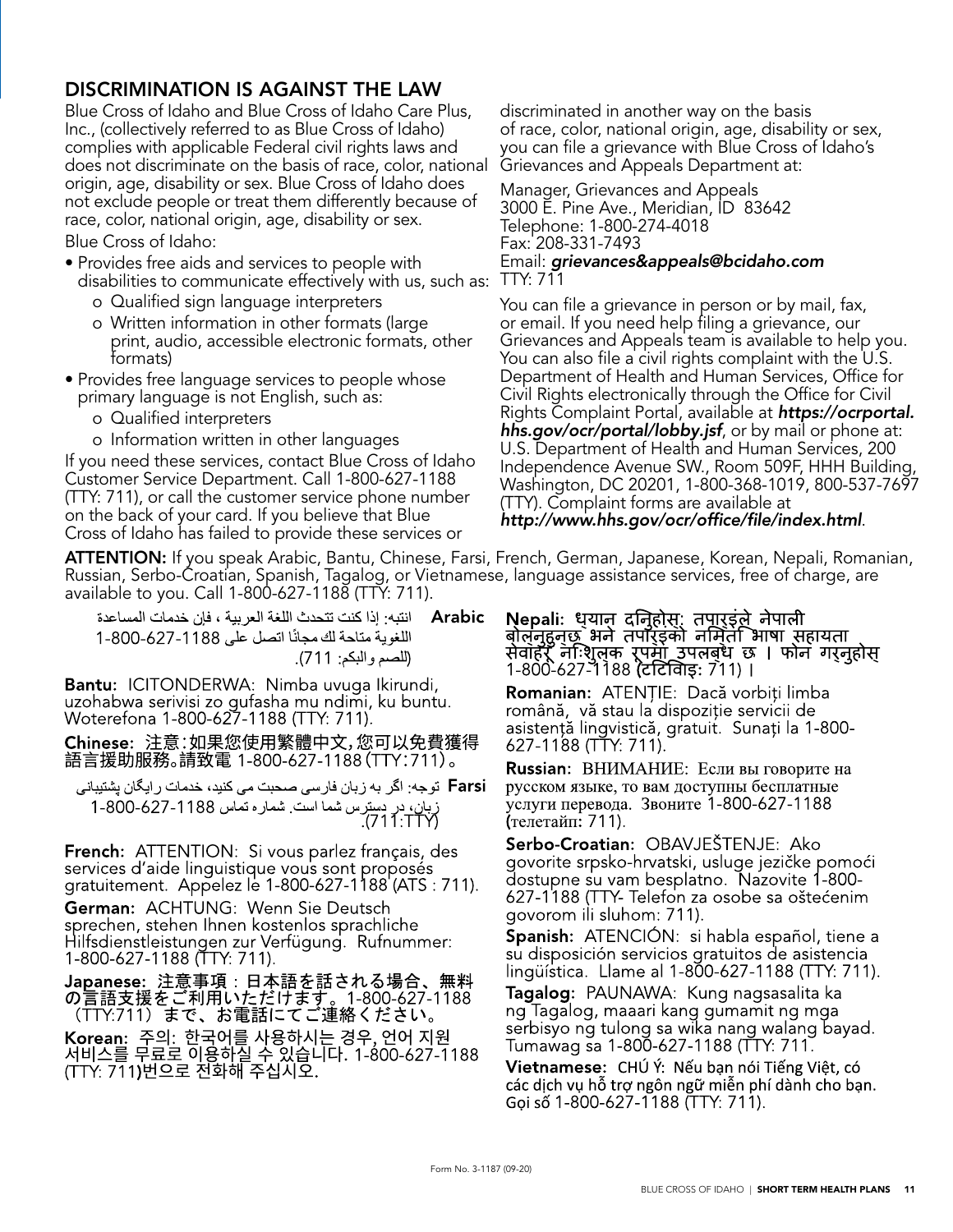## DISCRIMINATION IS AGAINST THE LAW

Blue Cross of Idaho and Blue Cross of Idaho Care Plus, Inc., (collectively referred to as Blue Cross of Idaho) complies with applicable Federal civil rights laws and does not discriminate on the basis of race, color, national origin, age, disability or sex. Blue Cross of Idaho does not exclude people or treat them differently because of race, color, national origin, age, disability or sex.

Blue Cross of Idaho:

- Provides free aids and services to people with disabilities to communicate effectively with us, such as:
  - o Qualified sign language interpreters
  - o Written information in other formats (large print, audio, accessible electronic formats, other formats)
- Provides free language services to people whose primary language is not English, such as:
  - o Qualified interpreters
  - o Information written in other languages

If you need these services, contact Blue Cross of Idaho Customer Service Department. Call 1-800-627-1188 (TTY: 711), or call the customer service phone number on the back of your card. If you believe that Blue Cross of Idaho has failed to provide these services or discriminated in another way on the basis of race, color, national origin, age, disability or sex, you can file a grievance with Blue Cross of Idaho's Grievances and Appeals Department at:

Manager, Grievances and Appeals
3000 E. Pine Ave., Meridian, ID 83642
Telephone: 1-800-274-4018
Fax: 208-331-7493
Email: ***grievances&appeals@bcidaho.com***
TTY: 711

You can file a grievance in person or by mail, fax, or email. If you need help filing a grievance, our Grievances and Appeals team is available to help you. You can also file a civil rights complaint with the U.S. Department of Health and Human Services, Office for Civil Rights electronically through the Office for Civil Rights Complaint Portal, available at ***https://ocrportal.hhs.gov/ocr/portal/lobby.jsf***, or by mail or phone at: U.S. Department of Health and Human Services, 200 Independence Avenue SW., Room 509F, HHH Building, Washington, DC 20201, 1-800-368-1019, 800-537-7697 (TTY). Complaint forms are available at ***http://www.hhs.gov/ocr/office/file/index.html***.

**ATTENTION:** If you speak Arabic, Bantu, Chinese, Farsi, French, German, Japanese, Korean, Nepali, Romanian, Russian, Serbo-Croatian, Spanish, Tagalog, or Vietnamese, language assistance services, free of charge, are available to you. Call 1-800-627-1188 (TTY: 711).

**Arabic** انتبه: إذا كنت تتحدث اللغة العربية ، فإن خدمات المساعدة اللغوية متاحة لك مجانًا اتصل على 1188-627-800-1 (للصم والبكم: 711).

**Bantu:** ICITONDERWA: Nimba uvuga Ikirundi, uzohabwa serivisi zo gufasha mu ndimi, ku buntu. Woterefona 1-800-627-1188 (TTY: 711).

**Chinese:** 注意：如果您使用繁體中文，您可以免費獲得語言援助服務。請致電 1-800-627-1188（TTY：711）。

**Farsi** توجه: اگر به زبان فارسی صحبت می کنید، خدمات رایگان پشتیبانی زبان، در دسترس شما است. شماره تماس 1188-627-800-1 (711:TTY).

**French:** ATTENTION: Si vous parlez français, des services d'aide linguistique vous sont proposés gratuitement. Appelez le 1-800-627-1188 (ATS : 711).

**German:** ACHTUNG: Wenn Sie Deutsch sprechen, stehen Ihnen kostenlos sprachliche Hilfsdienstleistungen zur Verfügung. Rufnummer: 1-800-627-1188 (TTY: 711).

**Japanese:** 注意事項：日本語を話される場合、無料の言語支援をご利用いただけます。1-800-627-1188（TTY:711）まで、お電話にてご連絡ください。

**Korean:** 주의: 한국어를 사용하시는 경우, 언어 지원 서비스를 무료로 이용하실 수 있습니다. 1-800-627-1188 (TTY: 711)번으로 전화해 주십시오.

**Nepali:** ध्यान दिनुहोस्: तपार्इंले नेपाली बोल्नुहुन्छ भने तपार्इंको निम्ति भाषा सहायता सेवाहरू निःशुल्क रूपमा उपलब्ध छ । फोन गर्नुहोस् 1-800-627-1188 (टिटिवाइ: 711) ।

**Romanian:** ATENȚIE: Dacă vorbiți limba română, vă stau la dispoziție servicii de asistență lingvistică, gratuit. Sunați la 1-800-627-1188 (TTY: 711).

**Russian:** ВНИМАНИЕ: Если вы говорите на русском языке, то вам доступны бесплатные услуги перевода. Звоните 1-800-627-1188 (телетайп: 711).

**Serbo-Croatian:** OBAVJEŠTENJE: Ako govorite srpsko-hrvatski, usluge jezičke pomoći dostupne su vam besplatno. Nazovite 1-800-627-1188 (TTY- Telefon za osobe sa oštećenim govorom ili sluhom: 711).

**Spanish:** ATENCIÓN: si habla español, tiene a su disposición servicios gratuitos de asistencia lingüística. Llame al 1-800-627-1188 (TTY: 711).

**Tagalog:** PAUNAWA: Kung nagsasalita ka ng Tagalog, maaari kang gumamit ng mga serbisyo ng tulong sa wika nang walang bayad. Tumawag sa 1-800-627-1188 (TTY: 711.

**Vietnamese:** CHÚ Ý: Nếu bạn nói Tiếng Việt, có các dịch vụ hỗ trợ ngôn ngữ miễn phí dành cho bạn. Gọi số 1-800-627-1188 (TTY: 711).

Form No. 3-1187 (09-20)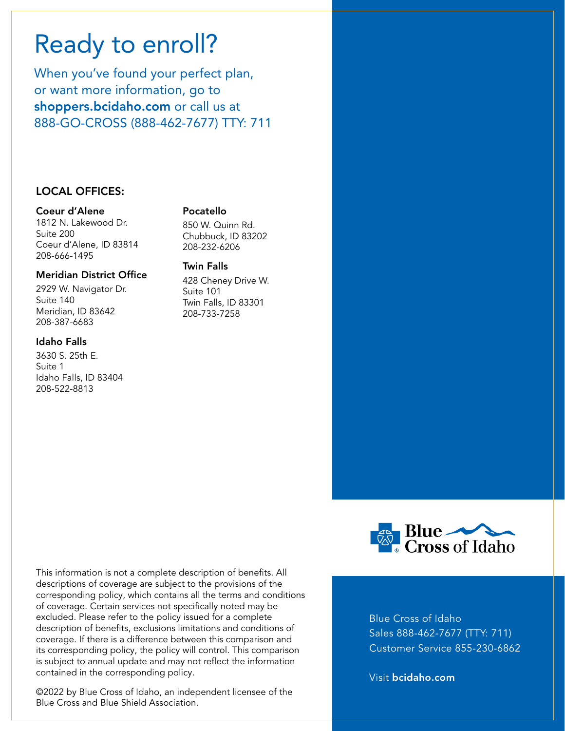# Ready to enroll?

When you've found your perfect plan, or want more information, go to **shoppers.bcidaho.com** or call us at 888-GO-CROSS (888-462-7677) TTY: 711

## LOCAL OFFICES:

**Coeur d'Alene**
1812 N. Lakewood Dr.
Suite 200
Coeur d'Alene, ID 83814
208-666-1495

**Meridian District Office**
2929 W. Navigator Dr.
Suite 140
Meridian, ID 83642
208-387-6683

**Idaho Falls**
3630 S. 25th E.
Suite 1
Idaho Falls, ID 83404
208-522-8813

**Pocatello**
850 W. Quinn Rd.
Chubbuck, ID 83202
208-232-6206

**Twin Falls**
428 Cheney Drive W.
Suite 101
Twin Falls, ID 83301
208-733-7258

Blue Cross of Idaho

This information is not a complete description of benefits. All descriptions of coverage are subject to the provisions of the corresponding policy, which contains all the terms and conditions of coverage. Certain services not specifically noted may be excluded. Please refer to the policy issued for a complete description of benefits, exclusions limitations and conditions of coverage. If there is a difference between this comparison and its corresponding policy, the policy will control. This comparison is subject to annual update and may not reflect the information contained in the corresponding policy.

©2022 by Blue Cross of Idaho, an independent licensee of the Blue Cross and Blue Shield Association.

Blue Cross of Idaho
Sales 888-462-7677 (TTY: 711)
Customer Service 855-230-6862

Visit **bcidaho.com**